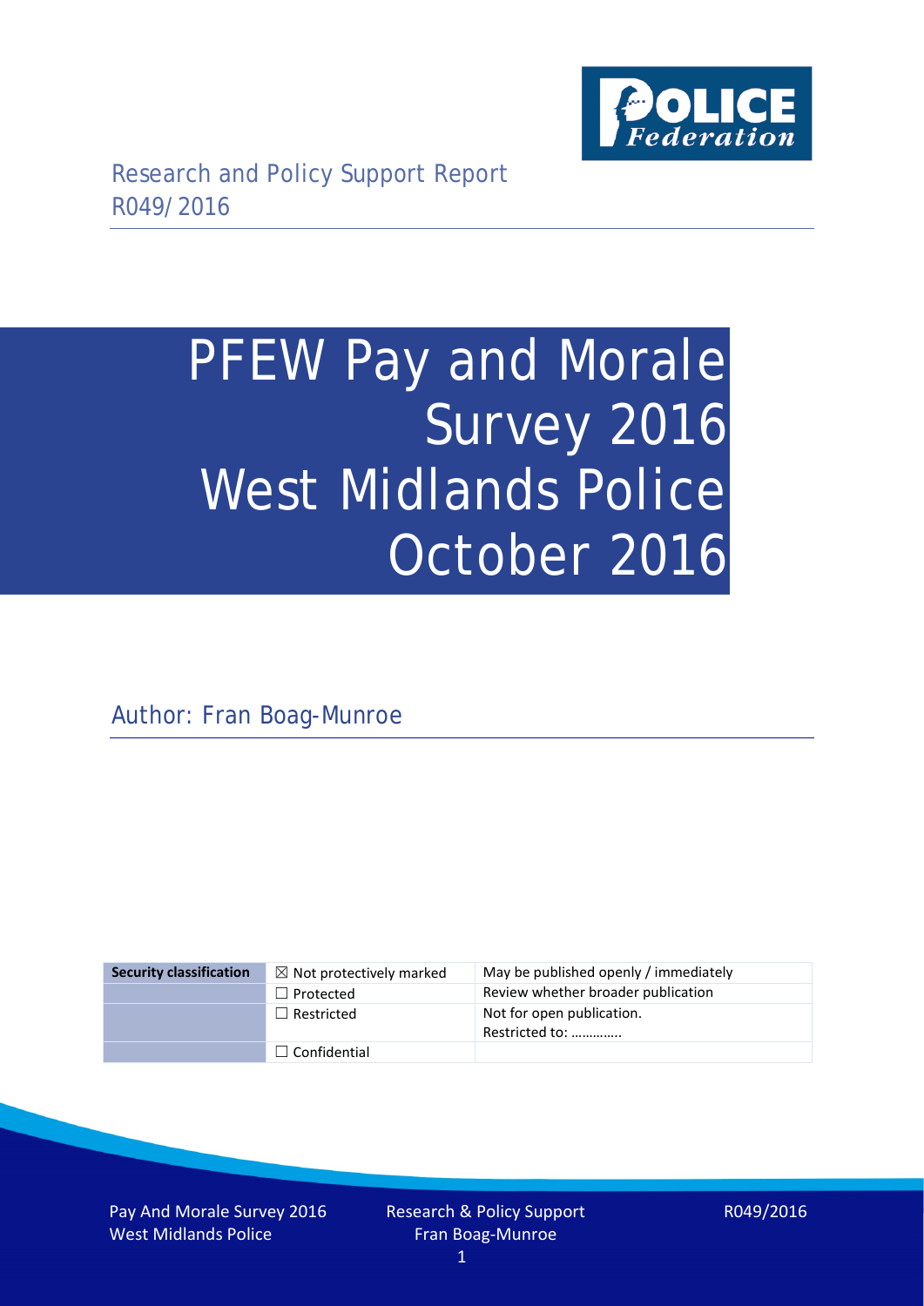Research and Policy Support Report
R049/2016

# PFEW Pay and Morale Survey 2016 West Midlands Police October 2016

Author: Fran Boag-Munroe

| Security classification | ☒ Not protectively marked | May be published openly / immediately |
|---|---|---|
| | ☐ Protected | Review whether broader publication |
| | ☐ Restricted | Not for open publication. Restricted to: ………….. |
| | ☐ Confidential | |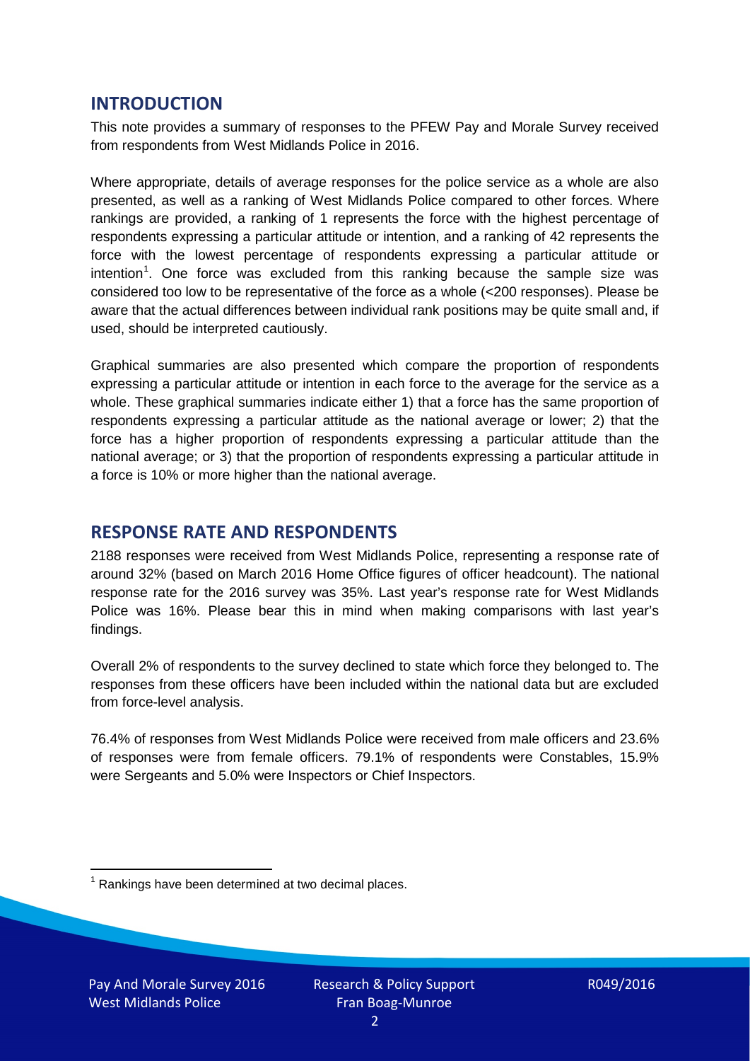## INTRODUCTION

This note provides a summary of responses to the PFEW Pay and Morale Survey received from respondents from West Midlands Police in 2016.

Where appropriate, details of average responses for the police service as a whole are also presented, as well as a ranking of West Midlands Police compared to other forces. Where rankings are provided, a ranking of 1 represents the force with the highest percentage of respondents expressing a particular attitude or intention, and a ranking of 42 represents the force with the lowest percentage of respondents expressing a particular attitude or intention[1]. One force was excluded from this ranking because the sample size was considered too low to be representative of the force as a whole (<200 responses). Please be aware that the actual differences between individual rank positions may be quite small and, if used, should be interpreted cautiously.

Graphical summaries are also presented which compare the proportion of respondents expressing a particular attitude or intention in each force to the average for the service as a whole. These graphical summaries indicate either 1) that a force has the same proportion of respondents expressing a particular attitude as the national average or lower; 2) that the force has a higher proportion of respondents expressing a particular attitude than the national average; or 3) that the proportion of respondents expressing a particular attitude in a force is 10% or more higher than the national average.

## RESPONSE RATE AND RESPONDENTS

2188 responses were received from West Midlands Police, representing a response rate of around 32% (based on March 2016 Home Office figures of officer headcount). The national response rate for the 2016 survey was 35%. Last year's response rate for West Midlands Police was 16%. Please bear this in mind when making comparisons with last year's findings.

Overall 2% of respondents to the survey declined to state which force they belonged to. The responses from these officers have been included within the national data but are excluded from force-level analysis.

76.4% of responses from West Midlands Police were received from male officers and 23.6% of responses were from female officers. 79.1% of respondents were Constables, 15.9% were Sergeants and 5.0% were Inspectors or Chief Inspectors.

[1] Rankings have been determined at two decimal places.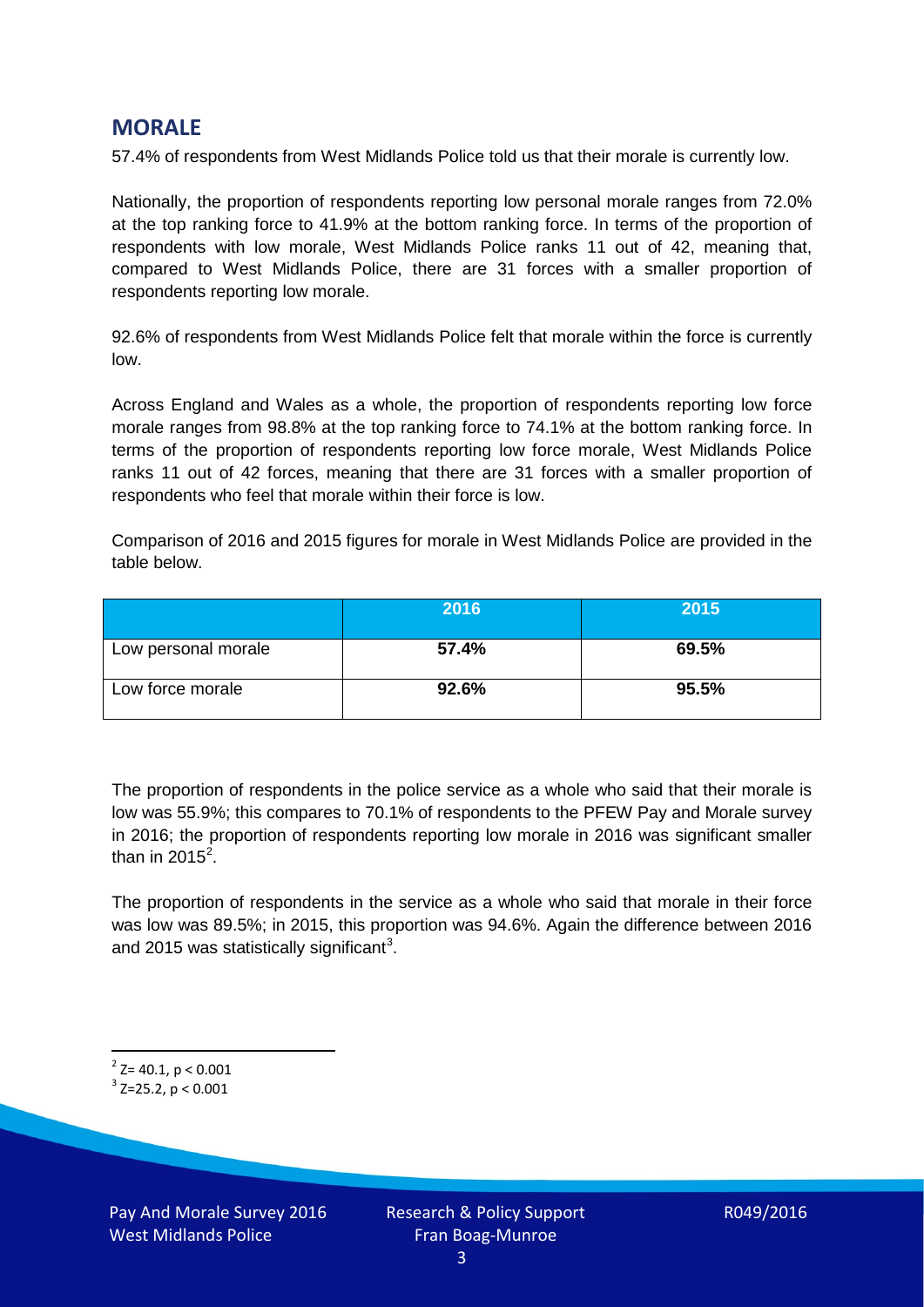## MORALE

57.4% of respondents from West Midlands Police told us that their morale is currently low.

Nationally, the proportion of respondents reporting low personal morale ranges from 72.0% at the top ranking force to 41.9% at the bottom ranking force. In terms of the proportion of respondents with low morale, West Midlands Police ranks 11 out of 42, meaning that, compared to West Midlands Police, there are 31 forces with a smaller proportion of respondents reporting low morale.

92.6% of respondents from West Midlands Police felt that morale within the force is currently low.

Across England and Wales as a whole, the proportion of respondents reporting low force morale ranges from 98.8% at the top ranking force to 74.1% at the bottom ranking force. In terms of the proportion of respondents reporting low force morale, West Midlands Police ranks 11 out of 42 forces, meaning that there are 31 forces with a smaller proportion of respondents who feel that morale within their force is low.

Comparison of 2016 and 2015 figures for morale in West Midlands Police are provided in the table below.

| | 2016 | 2015 |
|---|---|---|
| Low personal morale | **57.4%** | **69.5%** |
| Low force morale | **92.6%** | **95.5%** |

The proportion of respondents in the police service as a whole who said that their morale is low was 55.9%; this compares to 70.1% of respondents to the PFEW Pay and Morale survey in 2016; the proportion of respondents reporting low morale in 2016 was significant smaller than in 2015[2].

The proportion of respondents in the service as a whole who said that morale in their force was low was 89.5%; in 2015, this proportion was 94.6%. Again the difference between 2016 and 2015 was statistically significant[3].

[2] $Z= 40.1$, $p < 0.001$

[3] $Z=25.2$, $p < 0.001$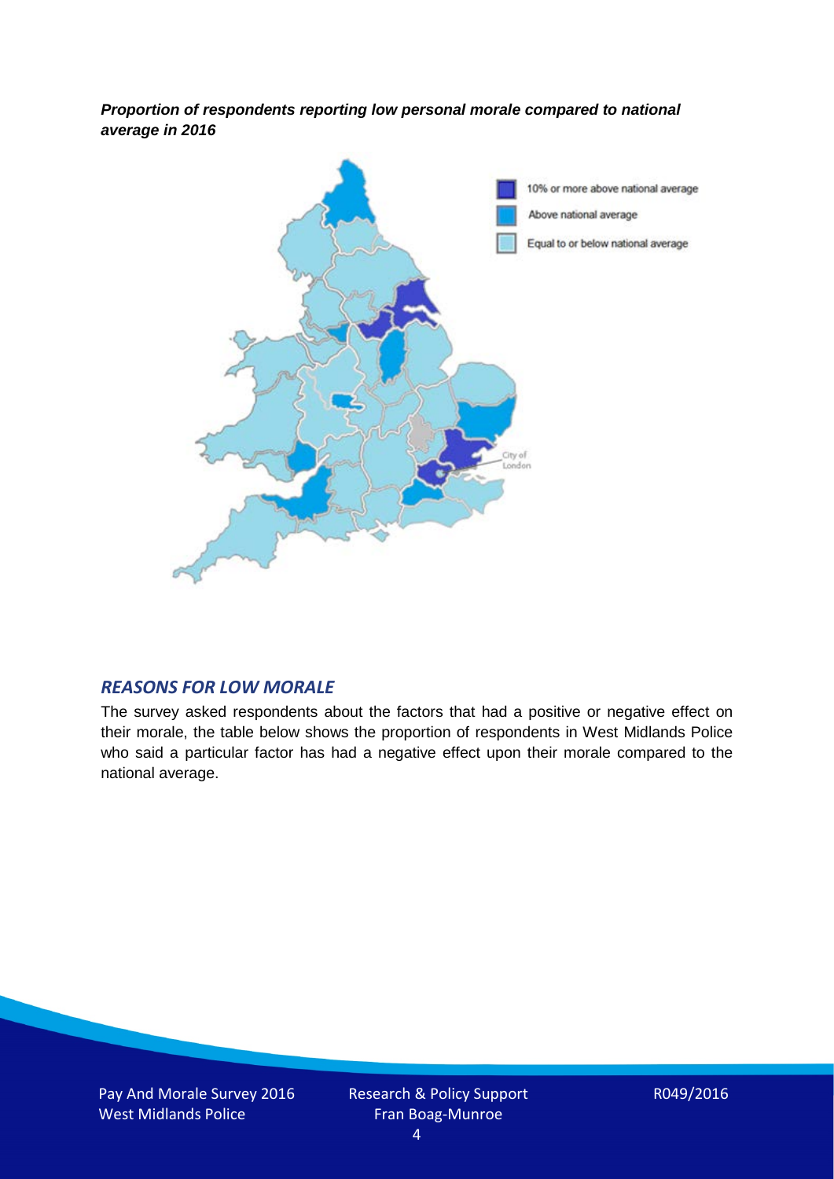***Proportion of respondents reporting low personal morale compared to national average in 2016***

10% or more above national average

Above national average

Equal to or below national average

City of London

## *REASONS FOR LOW MORALE*

The survey asked respondents about the factors that had a positive or negative effect on their morale, the table below shows the proportion of respondents in West Midlands Police who said a particular factor has had a negative effect upon their morale compared to the national average.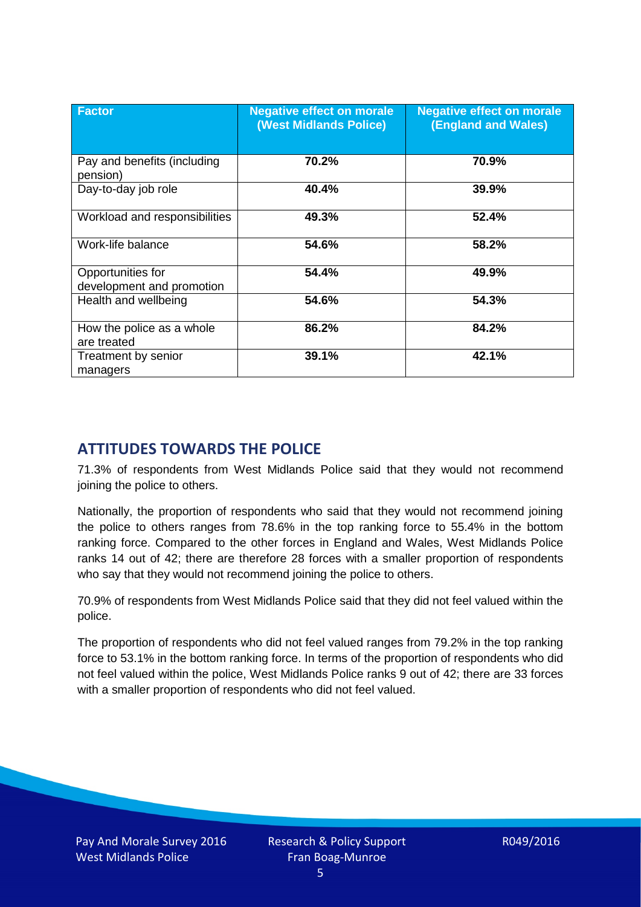| Factor | Negative effect on morale (West Midlands Police) | Negative effect on morale (England and Wales) |
|---|---|---|
| Pay and benefits (including pension) | **70.2%** | **70.9%** |
| Day-to-day job role | **40.4%** | **39.9%** |
| Workload and responsibilities | **49.3%** | **52.4%** |
| Work-life balance | **54.6%** | **58.2%** |
| Opportunities for development and promotion | **54.4%** | **49.9%** |
| Health and wellbeing | **54.6%** | **54.3%** |
| How the police as a whole are treated | **86.2%** | **84.2%** |
| Treatment by senior managers | **39.1%** | **42.1%** |

## ATTITUDES TOWARDS THE POLICE

71.3% of respondents from West Midlands Police said that they would not recommend joining the police to others.

Nationally, the proportion of respondents who said that they would not recommend joining the police to others ranges from 78.6% in the top ranking force to 55.4% in the bottom ranking force. Compared to the other forces in England and Wales, West Midlands Police ranks 14 out of 42; there are therefore 28 forces with a smaller proportion of respondents who say that they would not recommend joining the police to others.

70.9% of respondents from West Midlands Police said that they did not feel valued within the police.

The proportion of respondents who did not feel valued ranges from 79.2% in the top ranking force to 53.1% in the bottom ranking force. In terms of the proportion of respondents who did not feel valued within the police, West Midlands Police ranks 9 out of 42; there are 33 forces with a smaller proportion of respondents who did not feel valued.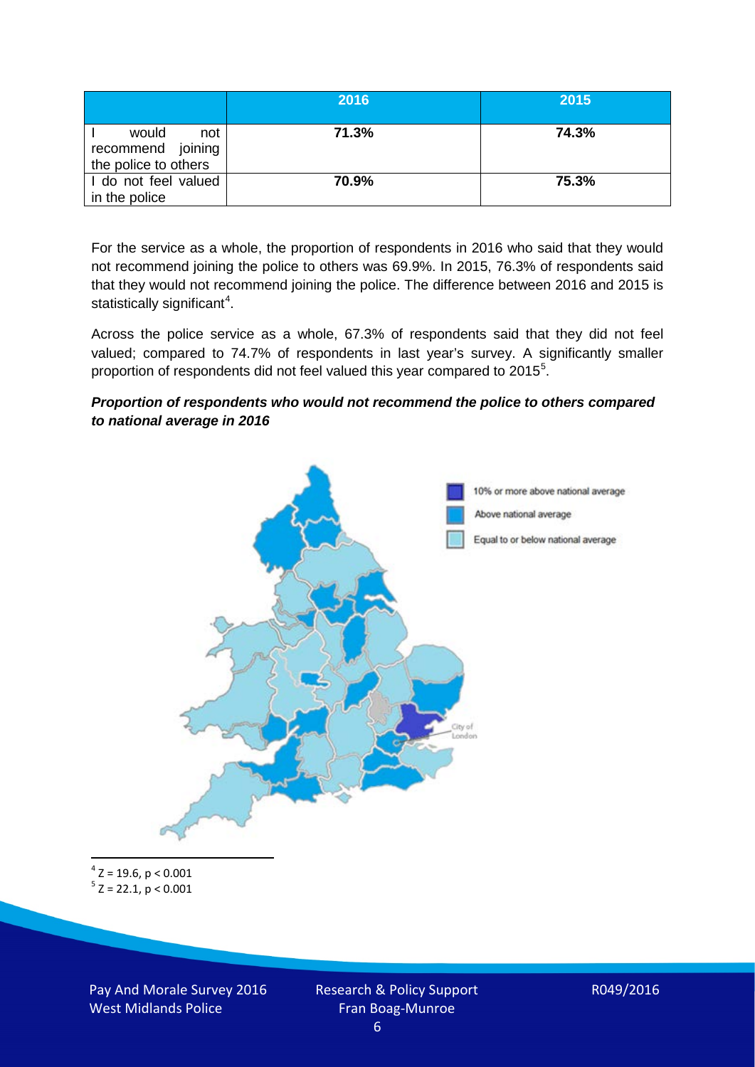| | 2016 | 2015 |
|---|---|---|
| I would not recommend joining the police to others | 71.3% | 74.3% |
| I do not feel valued in the police | 70.9% | 75.3% |

For the service as a whole, the proportion of respondents in 2016 who said that they would not recommend joining the police to others was 69.9%. In 2015, 76.3% of respondents said that they would not recommend joining the police. The difference between 2016 and 2015 is statistically significant[4].

Across the police service as a whole, 67.3% of respondents said that they did not feel valued; compared to 74.7% of respondents in last year's survey. A significantly smaller proportion of respondents did not feel valued this year compared to 2015[5].

***Proportion of respondents who would not recommend the police to others compared to national average in 2016***

10% or more above national average

Above national average

Equal to or below national average

City of London

[4] $Z = 19.6, p < 0.001$

[5] $Z = 22.1, p < 0.001$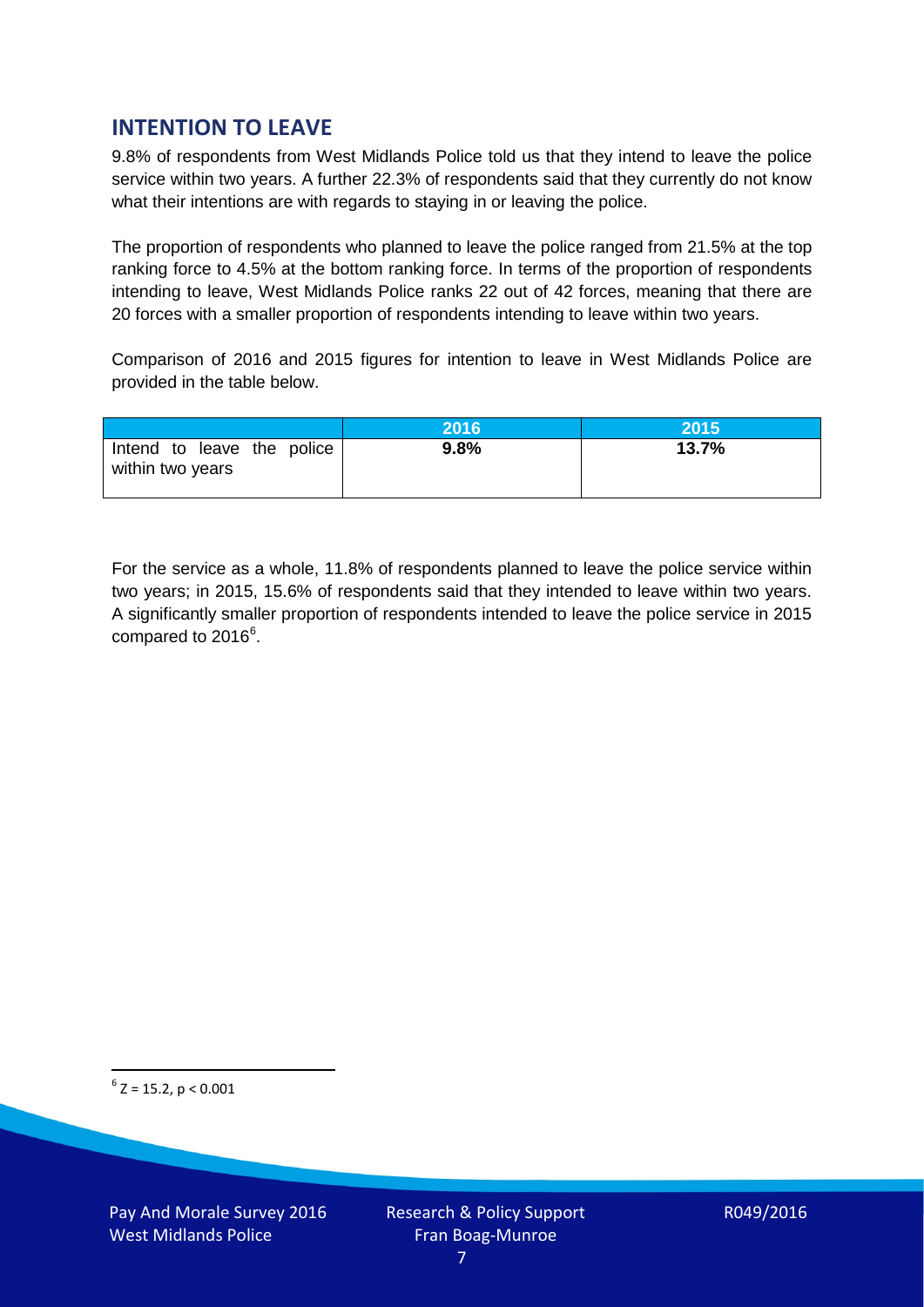## INTENTION TO LEAVE

9.8% of respondents from West Midlands Police told us that they intend to leave the police service within two years. A further 22.3% of respondents said that they currently do not know what their intentions are with regards to staying in or leaving the police.

The proportion of respondents who planned to leave the police ranged from 21.5% at the top ranking force to 4.5% at the bottom ranking force. In terms of the proportion of respondents intending to leave, West Midlands Police ranks 22 out of 42 forces, meaning that there are 20 forces with a smaller proportion of respondents intending to leave within two years.

Comparison of 2016 and 2015 figures for intention to leave in West Midlands Police are provided in the table below.

| | 2016 | 2015 |
|---|---|---|
| Intend to leave the police within two years | **9.8%** | **13.7%** |

For the service as a whole, 11.8% of respondents planned to leave the police service within two years; in 2015, 15.6% of respondents said that they intended to leave within two years. A significantly smaller proportion of respondents intended to leave the police service in 2015 compared to 2016[6].

[6] $Z = 15.2$, $p < 0.001$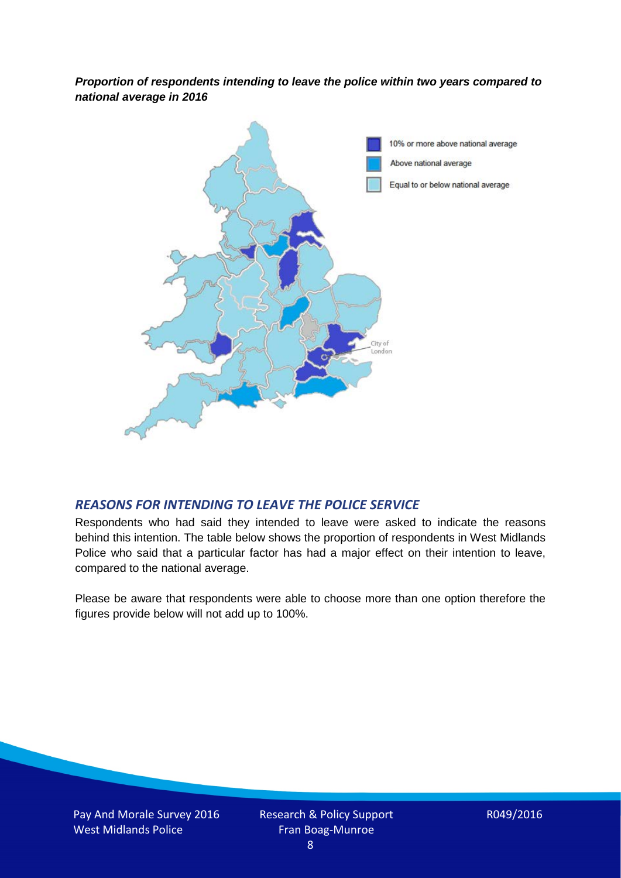***Proportion of respondents intending to leave the police within two years compared to national average in 2016***

10% or more above national average

Above national average

Equal to or below national average

City of London

## *REASONS FOR INTENDING TO LEAVE THE POLICE SERVICE*

Respondents who had said they intended to leave were asked to indicate the reasons behind this intention. The table below shows the proportion of respondents in West Midlands Police who said that a particular factor has had a major effect on their intention to leave, compared to the national average.

Please be aware that respondents were able to choose more than one option therefore the figures provide below will not add up to 100%.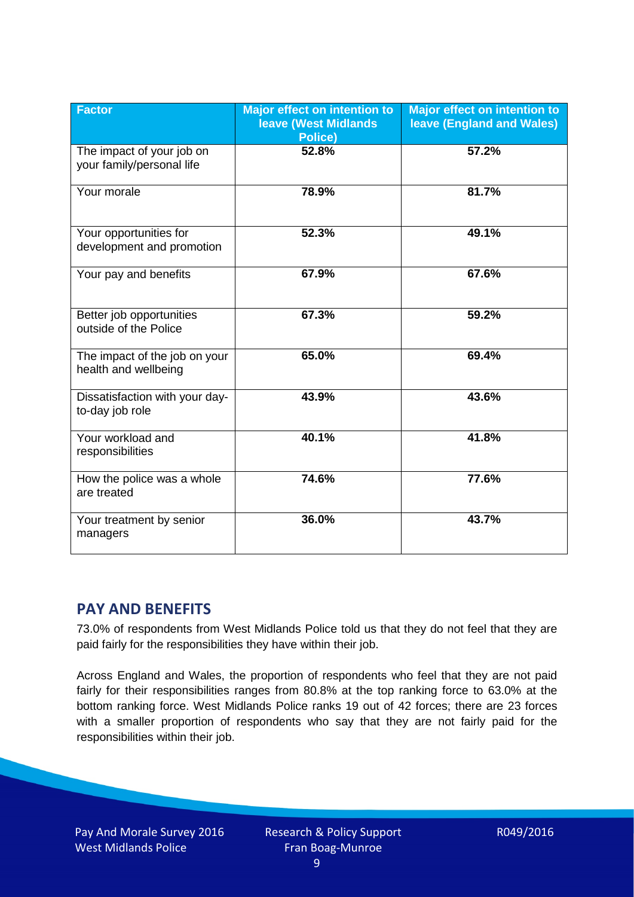| Factor | Major effect on intention to leave (West Midlands Police) | Major effect on intention to leave (England and Wales) |
| --- | --- | --- |
| The impact of your job on your family/personal life | 52.8% | 57.2% |
| Your morale | 78.9% | 81.7% |
| Your opportunities for development and promotion | 52.3% | 49.1% |
| Your pay and benefits | 67.9% | 67.6% |
| Better job opportunities outside of the Police | 67.3% | 59.2% |
| The impact of the job on your health and wellbeing | 65.0% | 69.4% |
| Dissatisfaction with your day-to-day job role | 43.9% | 43.6% |
| Your workload and responsibilities | 40.1% | 41.8% |
| How the police was a whole are treated | 74.6% | 77.6% |
| Your treatment by senior managers | 36.0% | 43.7% |

## PAY AND BENEFITS

73.0% of respondents from West Midlands Police told us that they do not feel that they are paid fairly for the responsibilities they have within their job.

Across England and Wales, the proportion of respondents who feel that they are not paid fairly for their responsibilities ranges from 80.8% at the top ranking force to 63.0% at the bottom ranking force. West Midlands Police ranks 19 out of 42 forces; there are 23 forces with a smaller proportion of respondents who say that they are not fairly paid for the responsibilities within their job.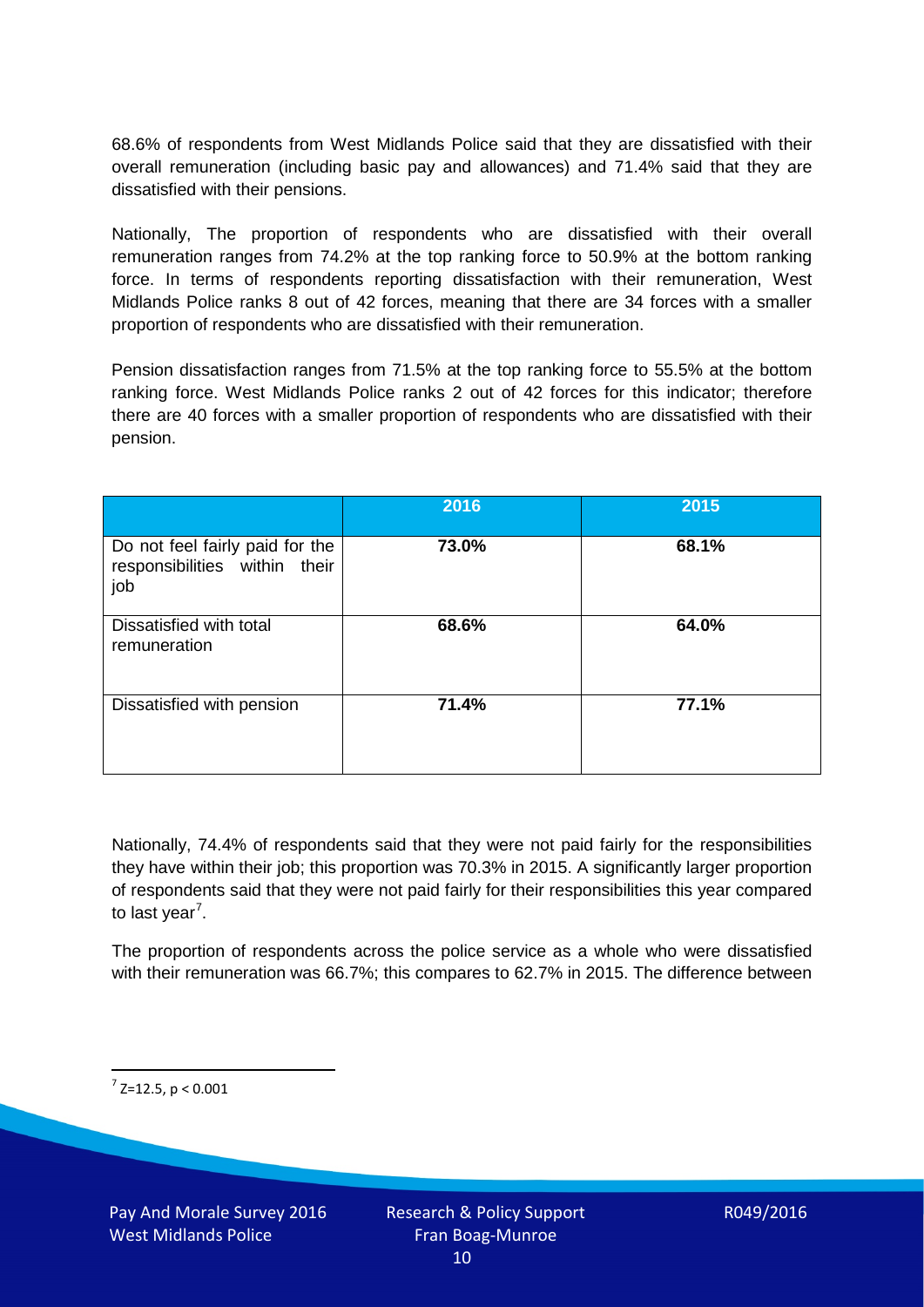68.6% of respondents from West Midlands Police said that they are dissatisfied with their overall remuneration (including basic pay and allowances) and 71.4% said that they are dissatisfied with their pensions.

Nationally, The proportion of respondents who are dissatisfied with their overall remuneration ranges from 74.2% at the top ranking force to 50.9% at the bottom ranking force. In terms of respondents reporting dissatisfaction with their remuneration, West Midlands Police ranks 8 out of 42 forces, meaning that there are 34 forces with a smaller proportion of respondents who are dissatisfied with their remuneration.

Pension dissatisfaction ranges from 71.5% at the top ranking force to 55.5% at the bottom ranking force. West Midlands Police ranks 2 out of 42 forces for this indicator; therefore there are 40 forces with a smaller proportion of respondents who are dissatisfied with their pension.

| | 2016 | 2015 |
|---|---|---|
| Do not feel fairly paid for the responsibilities within their job | **73.0%** | **68.1%** |
| Dissatisfied with total remuneration | **68.6%** | **64.0%** |
| Dissatisfied with pension | **71.4%** | **77.1%** |

Nationally, 74.4% of respondents said that they were not paid fairly for the responsibilities they have within their job; this proportion was 70.3% in 2015. A significantly larger proportion of respondents said that they were not paid fairly for their responsibilities this year compared to last year[7].

The proportion of respondents across the police service as a whole who were dissatisfied with their remuneration was 66.7%; this compares to 62.7% in 2015. The difference between

[7] $Z=12.5$, $p < 0.001$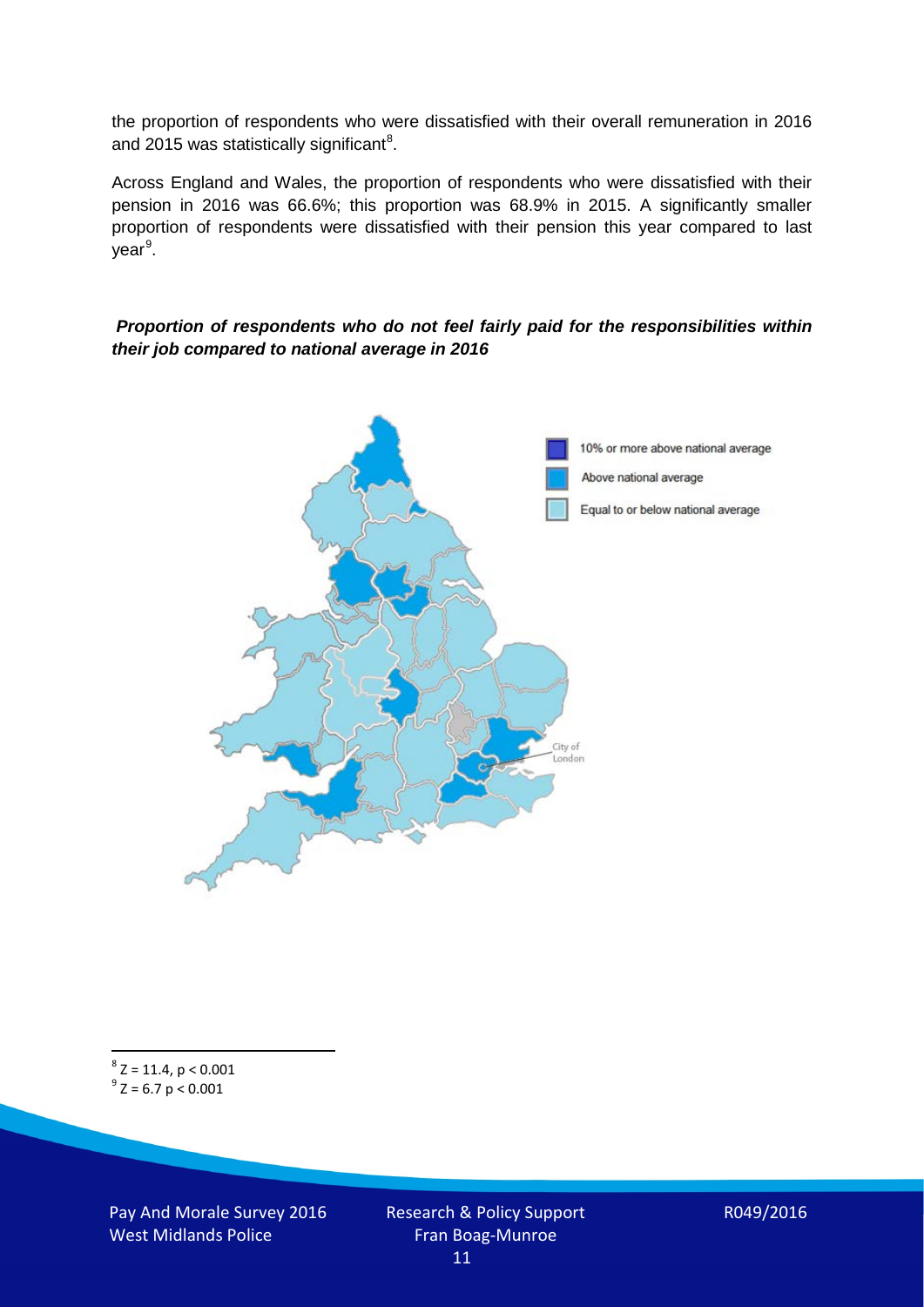the proportion of respondents who were dissatisfied with their overall remuneration in 2016 and 2015 was statistically significant[8].

Across England and Wales, the proportion of respondents who were dissatisfied with their pension in 2016 was 66.6%; this proportion was 68.9% in 2015. A significantly smaller proportion of respondents were dissatisfied with their pension this year compared to last year[9].

***Proportion of respondents who do not feel fairly paid for the responsibilities within their job compared to national average in 2016***

10% or more above national average

Above national average

Equal to or below national average

City of London

[8] $Z = 11.4$, $p < 0.001$

[9] $Z = 6.7$ $p < 0.001$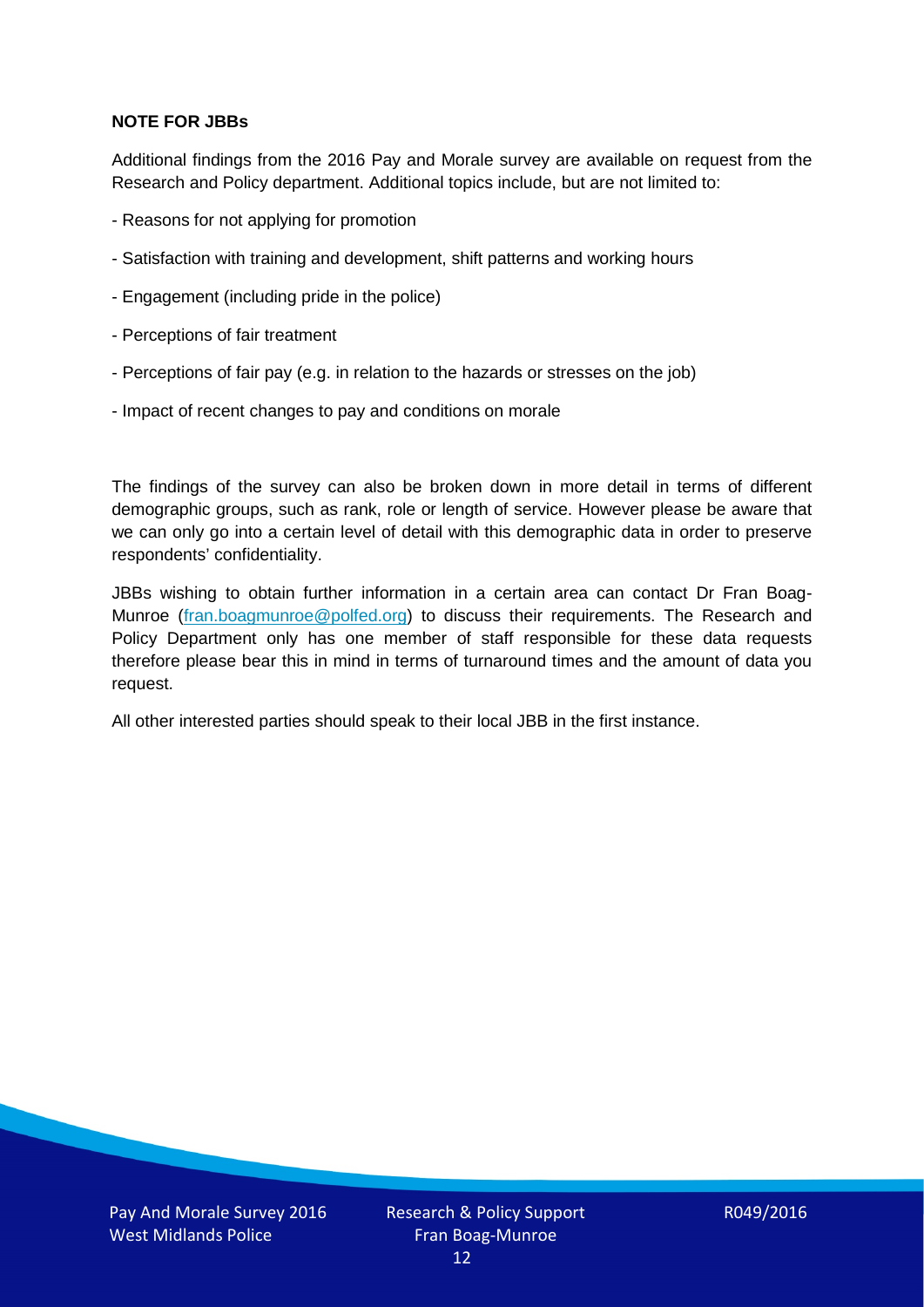**NOTE FOR JBBs**

Additional findings from the 2016 Pay and Morale survey are available on request from the Research and Policy department. Additional topics include, but are not limited to:

- Reasons for not applying for promotion
- Satisfaction with training and development, shift patterns and working hours
- Engagement (including pride in the police)
- Perceptions of fair treatment
- Perceptions of fair pay (e.g. in relation to the hazards or stresses on the job)
- Impact of recent changes to pay and conditions on morale

The findings of the survey can also be broken down in more detail in terms of different demographic groups, such as rank, role or length of service. However please be aware that we can only go into a certain level of detail with this demographic data in order to preserve respondents' confidentiality.

JBBs wishing to obtain further information in a certain area can contact Dr Fran Boag-Munroe (fran.boagmunroe@polfed.org) to discuss their requirements. The Research and Policy Department only has one member of staff responsible for these data requests therefore please bear this in mind in terms of turnaround times and the amount of data you request.

All other interested parties should speak to their local JBB in the first instance.